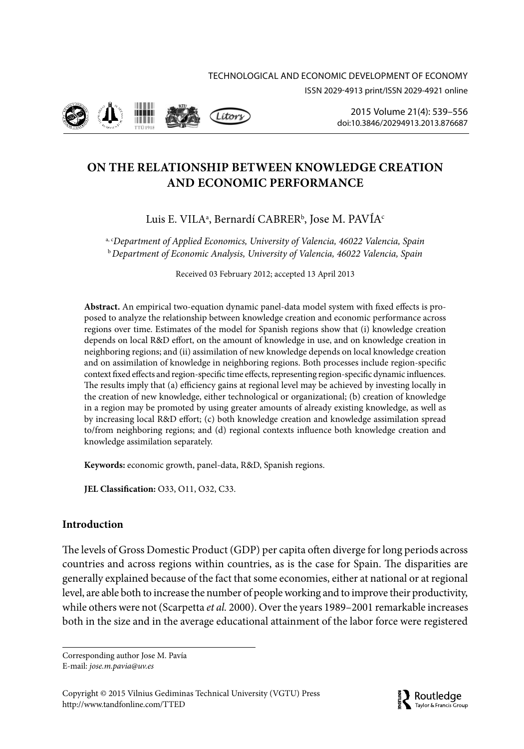# ON THE RELATIONSHIP BETWEEN KNOWLEDGE CREATION AND ECONOMIC PERFORMANCE

Luis E. VILA[a], Bernardí CABRER[b], Jose M. PAVÍA[c]

[a, c] *Department of Applied Economics, University of Valencia, 46022 Valencia, Spain*
[b] *Department of Economic Analysis, University of Valencia, 46022 Valencia, Spain*

Received 03 February 2012; accepted 13 April 2013

**Abstract.** An empirical two-equation dynamic panel-data model system with fixed effects is proposed to analyze the relationship between knowledge creation and economic performance across regions over time. Estimates of the model for Spanish regions show that (i) knowledge creation depends on local R&D effort, on the amount of knowledge in use, and on knowledge creation in neighboring regions; and (ii) assimilation of new knowledge depends on local knowledge creation and on assimilation of knowledge in neighboring regions. Both processes include region-specific context fixed effects and region-specific time effects, representing region-specific dynamic influences. The results imply that (a) efficiency gains at regional level may be achieved by investing locally in the creation of new knowledge, either technological or organizational; (b) creation of knowledge in a region may be promoted by using greater amounts of already existing knowledge, as well as by increasing local R&D effort; (c) both knowledge creation and knowledge assimilation spread to/from neighboring regions; and (d) regional contexts influence both knowledge creation and knowledge assimilation separately.

**Keywords:** economic growth, panel-data, R&D, Spanish regions.

**JEL Classification:** O33, O11, O32, C33.

## Introduction

The levels of Gross Domestic Product (GDP) per capita often diverge for long periods across countries and across regions within countries, as is the case for Spain. The disparities are generally explained because of the fact that some economies, either at national or at regional level, are able both to increase the number of people working and to improve their productivity, while others were not (Scarpetta *et al.* 2000). Over the years 1989–2001 remarkable increases both in the size and in the average educational attainment of the labor force were registered

---

Corresponding author Jose M. Pavía
E-mail: *jose.m.pavia@uv.es*

Copyright © 2015 Vilnius Gediminas Technical University (VGTU) Press
http://www.tandfonline.com/TTED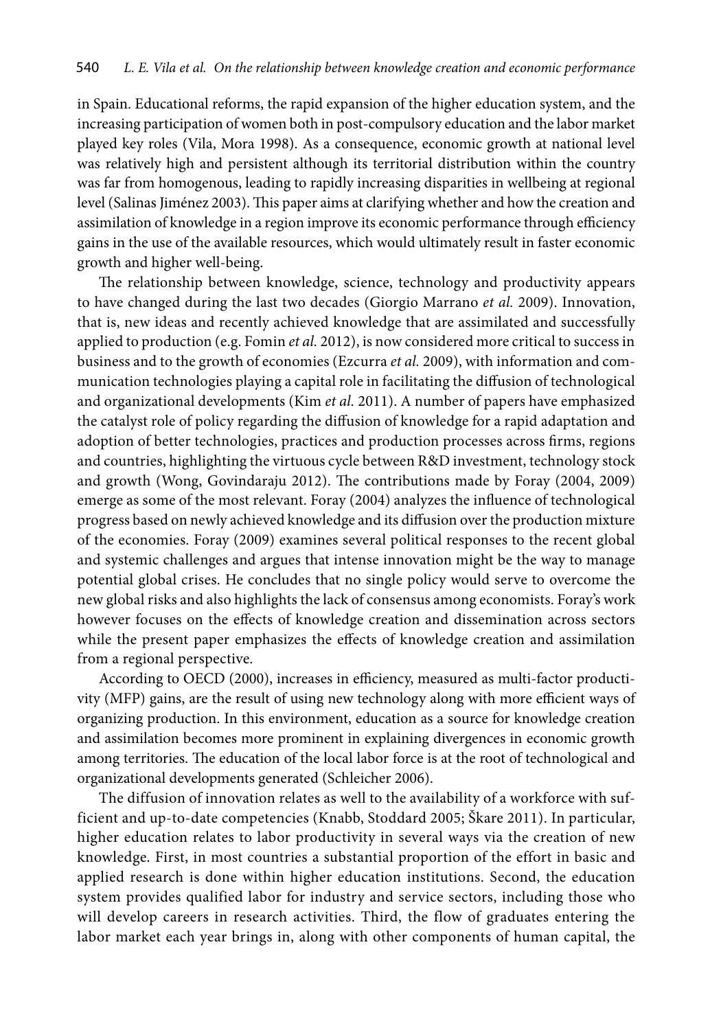in Spain. Educational reforms, the rapid expansion of the higher education system, and the increasing participation of women both in post-compulsory education and the labor market played key roles (Vila, Mora 1998). As a consequence, economic growth at national level was relatively high and persistent although its territorial distribution within the country was far from homogenous, leading to rapidly increasing disparities in wellbeing at regional level (Salinas Jiménez 2003). This paper aims at clarifying whether and how the creation and assimilation of knowledge in a region improve its economic performance through efficiency gains in the use of the available resources, which would ultimately result in faster economic growth and higher well-being.

The relationship between knowledge, science, technology and productivity appears to have changed during the last two decades (Giorgio Marrano *et al.* 2009). Innovation, that is, new ideas and recently achieved knowledge that are assimilated and successfully applied to production (e.g. Fomin *et al.* 2012), is now considered more critical to success in business and to the growth of economies (Ezcurra *et al.* 2009), with information and communication technologies playing a capital role in facilitating the diffusion of technological and organizational developments (Kim *et al.* 2011). A number of papers have emphasized the catalyst role of policy regarding the diffusion of knowledge for a rapid adaptation and adoption of better technologies, practices and production processes across firms, regions and countries, highlighting the virtuous cycle between R&D investment, technology stock and growth (Wong, Govindaraju 2012). The contributions made by Foray (2004, 2009) emerge as some of the most relevant. Foray (2004) analyzes the influence of technological progress based on newly achieved knowledge and its diffusion over the production mixture of the economies. Foray (2009) examines several political responses to the recent global and systemic challenges and argues that intense innovation might be the way to manage potential global crises. He concludes that no single policy would serve to overcome the new global risks and also highlights the lack of consensus among economists. Foray's work however focuses on the effects of knowledge creation and dissemination across sectors while the present paper emphasizes the effects of knowledge creation and assimilation from a regional perspective.

According to OECD (2000), increases in efficiency, measured as multi-factor productivity (MFP) gains, are the result of using new technology along with more efficient ways of organizing production. In this environment, education as a source for knowledge creation and assimilation becomes more prominent in explaining divergences in economic growth among territories. The education of the local labor force is at the root of technological and organizational developments generated (Schleicher 2006).

The diffusion of innovation relates as well to the availability of a workforce with sufficient and up-to-date competencies (Knabb, Stoddard 2005; Škare 2011). In particular, higher education relates to labor productivity in several ways via the creation of new knowledge. First, in most countries a substantial proportion of the effort in basic and applied research is done within higher education institutions. Second, the education system provides qualified labor for industry and service sectors, including those who will develop careers in research activities. Third, the flow of graduates entering the labor market each year brings in, along with other components of human capital, the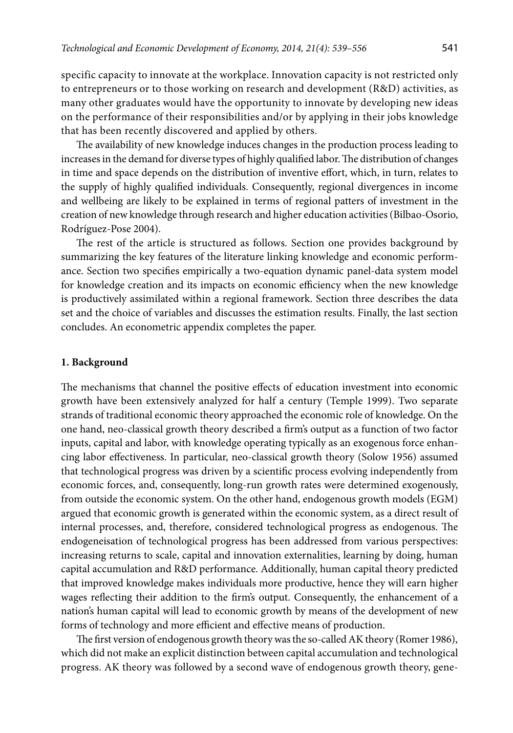specific capacity to innovate at the workplace. Innovation capacity is not restricted only to entrepreneurs or to those working on research and development (R&D) activities, as many other graduates would have the opportunity to innovate by developing new ideas on the performance of their responsibilities and/or by applying in their jobs knowledge that has been recently discovered and applied by others.

The availability of new knowledge induces changes in the production process leading to increases in the demand for diverse types of highly qualified labor. The distribution of changes in time and space depends on the distribution of inventive effort, which, in turn, relates to the supply of highly qualified individuals. Consequently, regional divergences in income and wellbeing are likely to be explained in terms of regional patters of investment in the creation of new knowledge through research and higher education activities (Bilbao-Osorio, Rodríguez-Pose 2004).

The rest of the article is structured as follows. Section one provides background by summarizing the key features of the literature linking knowledge and economic performance. Section two specifies empirically a two-equation dynamic panel-data system model for knowledge creation and its impacts on economic efficiency when the new knowledge is productively assimilated within a regional framework. Section three describes the data set and the choice of variables and discusses the estimation results. Finally, the last section concludes. An econometric appendix completes the paper.

## 1. Background

The mechanisms that channel the positive effects of education investment into economic growth have been extensively analyzed for half a century (Temple 1999). Two separate strands of traditional economic theory approached the economic role of knowledge. On the one hand, neo-classical growth theory described a firm's output as a function of two factor inputs, capital and labor, with knowledge operating typically as an exogenous force enhancing labor effectiveness. In particular, neo-classical growth theory (Solow 1956) assumed that technological progress was driven by a scientific process evolving independently from economic forces, and, consequently, long-run growth rates were determined exogenously, from outside the economic system. On the other hand, endogenous growth models (EGM) argued that economic growth is generated within the economic system, as a direct result of internal processes, and, therefore, considered technological progress as endogenous. The endogeneisation of technological progress has been addressed from various perspectives: increasing returns to scale, capital and innovation externalities, learning by doing, human capital accumulation and R&D performance. Additionally, human capital theory predicted that improved knowledge makes individuals more productive, hence they will earn higher wages reflecting their addition to the firm's output. Consequently, the enhancement of a nation's human capital will lead to economic growth by means of the development of new forms of technology and more efficient and effective means of production.

The first version of endogenous growth theory was the so-called AK theory (Romer 1986), which did not make an explicit distinction between capital accumulation and technological progress. AK theory was followed by a second wave of endogenous growth theory, gene-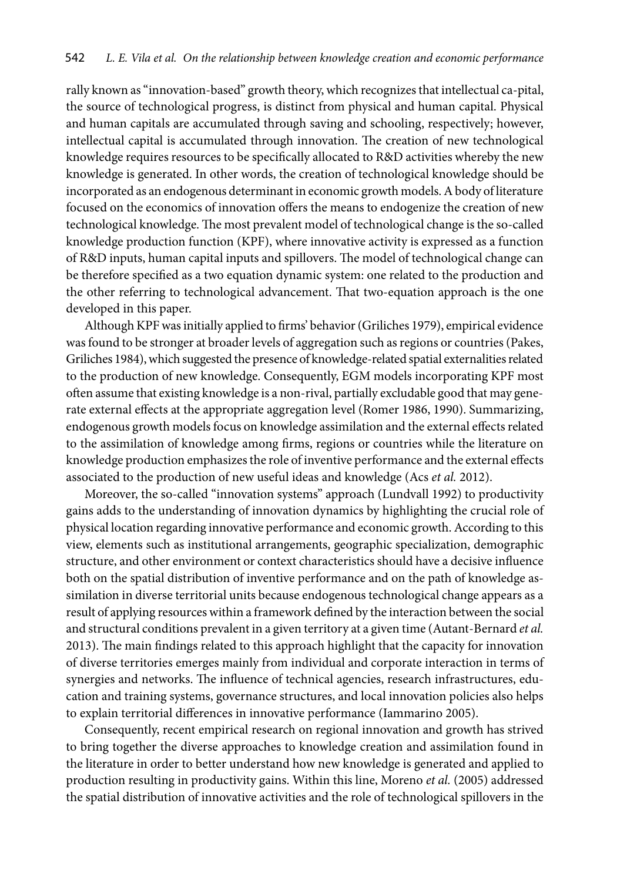rally known as "innovation-based" growth theory, which recognizes that intellectual capital, the source of technological progress, is distinct from physical and human capital. Physical and human capitals are accumulated through saving and schooling, respectively; however, intellectual capital is accumulated through innovation. The creation of new technological knowledge requires resources to be specifically allocated to R&D activities whereby the new knowledge is generated. In other words, the creation of technological knowledge should be incorporated as an endogenous determinant in economic growth models. A body of literature focused on the economics of innovation offers the means to endogenize the creation of new technological knowledge. The most prevalent model of technological change is the so-called knowledge production function (KPF), where innovative activity is expressed as a function of R&D inputs, human capital inputs and spillovers. The model of technological change can be therefore specified as a two equation dynamic system: one related to the production and the other referring to technological advancement. That two-equation approach is the one developed in this paper.

Although KPF was initially applied to firms' behavior (Griliches 1979), empirical evidence was found to be stronger at broader levels of aggregation such as regions or countries (Pakes, Griliches 1984), which suggested the presence of knowledge-related spatial externalities related to the production of new knowledge. Consequently, EGM models incorporating KPF most often assume that existing knowledge is a non-rival, partially excludable good that may generate external effects at the appropriate aggregation level (Romer 1986, 1990). Summarizing, endogenous growth models focus on knowledge assimilation and the external effects related to the assimilation of knowledge among firms, regions or countries while the literature on knowledge production emphasizes the role of inventive performance and the external effects associated to the production of new useful ideas and knowledge (Acs *et al.* 2012).

Moreover, the so-called "innovation systems" approach (Lundvall 1992) to productivity gains adds to the understanding of innovation dynamics by highlighting the crucial role of physical location regarding innovative performance and economic growth. According to this view, elements such as institutional arrangements, geographic specialization, demographic structure, and other environment or context characteristics should have a decisive influence both on the spatial distribution of inventive performance and on the path of knowledge assimilation in diverse territorial units because endogenous technological change appears as a result of applying resources within a framework defined by the interaction between the social and structural conditions prevalent in a given territory at a given time (Autant-Bernard *et al.* 2013). The main findings related to this approach highlight that the capacity for innovation of diverse territories emerges mainly from individual and corporate interaction in terms of synergies and networks. The influence of technical agencies, research infrastructures, education and training systems, governance structures, and local innovation policies also helps to explain territorial differences in innovative performance (Iammarino 2005).

Consequently, recent empirical research on regional innovation and growth has strived to bring together the diverse approaches to knowledge creation and assimilation found in the literature in order to better understand how new knowledge is generated and applied to production resulting in productivity gains. Within this line, Moreno *et al.* (2005) addressed the spatial distribution of innovative activities and the role of technological spillovers in the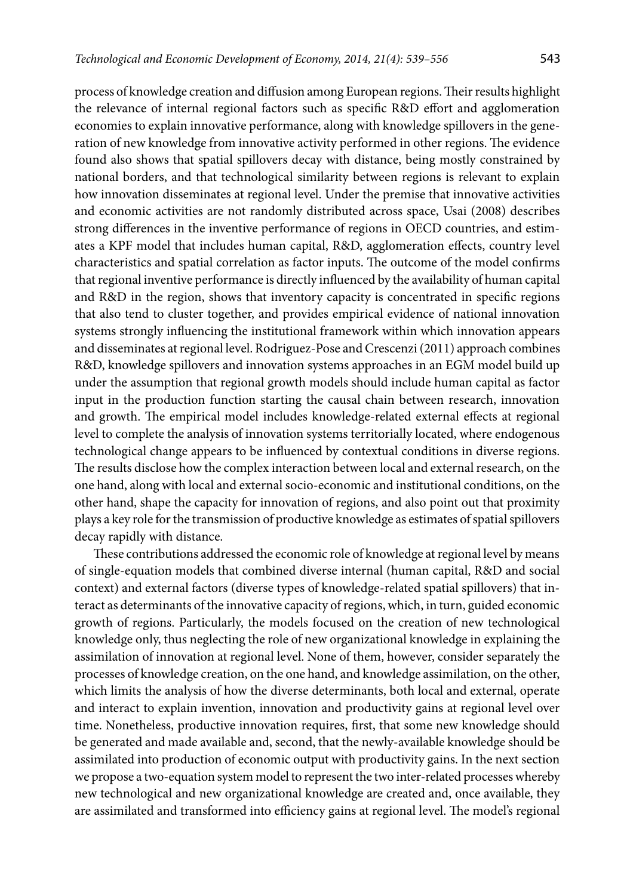process of knowledge creation and diffusion among European regions. Their results highlight the relevance of internal regional factors such as specific R&D effort and agglomeration economies to explain innovative performance, along with knowledge spillovers in the generation of new knowledge from innovative activity performed in other regions. The evidence found also shows that spatial spillovers decay with distance, being mostly constrained by national borders, and that technological similarity between regions is relevant to explain how innovation disseminates at regional level. Under the premise that innovative activities and economic activities are not randomly distributed across space, Usai (2008) describes strong differences in the inventive performance of regions in OECD countries, and estimates a KPF model that includes human capital, R&D, agglomeration effects, country level characteristics and spatial correlation as factor inputs. The outcome of the model confirms that regional inventive performance is directly influenced by the availability of human capital and R&D in the region, shows that inventory capacity is concentrated in specific regions that also tend to cluster together, and provides empirical evidence of national innovation systems strongly influencing the institutional framework within which innovation appears and disseminates at regional level. Rodriguez-Pose and Crescenzi (2011) approach combines R&D, knowledge spillovers and innovation systems approaches in an EGM model build up under the assumption that regional growth models should include human capital as factor input in the production function starting the causal chain between research, innovation and growth. The empirical model includes knowledge-related external effects at regional level to complete the analysis of innovation systems territorially located, where endogenous technological change appears to be influenced by contextual conditions in diverse regions. The results disclose how the complex interaction between local and external research, on the one hand, along with local and external socio-economic and institutional conditions, on the other hand, shape the capacity for innovation of regions, and also point out that proximity plays a key role for the transmission of productive knowledge as estimates of spatial spillovers decay rapidly with distance.

These contributions addressed the economic role of knowledge at regional level by means of single-equation models that combined diverse internal (human capital, R&D and social context) and external factors (diverse types of knowledge-related spatial spillovers) that interact as determinants of the innovative capacity of regions, which, in turn, guided economic growth of regions. Particularly, the models focused on the creation of new technological knowledge only, thus neglecting the role of new organizational knowledge in explaining the assimilation of innovation at regional level. None of them, however, consider separately the processes of knowledge creation, on the one hand, and knowledge assimilation, on the other, which limits the analysis of how the diverse determinants, both local and external, operate and interact to explain invention, innovation and productivity gains at regional level over time. Nonetheless, productive innovation requires, first, that some new knowledge should be generated and made available and, second, that the newly-available knowledge should be assimilated into production of economic output with productivity gains. In the next section we propose a two-equation system model to represent the two inter-related processes whereby new technological and new organizational knowledge are created and, once available, they are assimilated and transformed into efficiency gains at regional level. The model's regional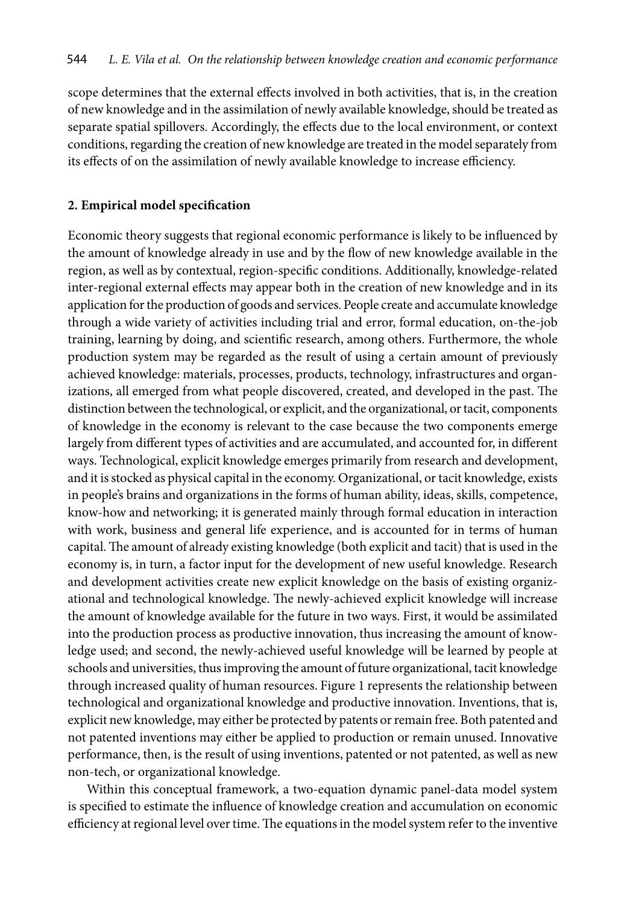scope determines that the external effects involved in both activities, that is, in the creation of new knowledge and in the assimilation of newly available knowledge, should be treated as separate spatial spillovers. Accordingly, the effects due to the local environment, or context conditions, regarding the creation of new knowledge are treated in the model separately from its effects of on the assimilation of newly available knowledge to increase efficiency.

## 2. Empirical model specification

Economic theory suggests that regional economic performance is likely to be influenced by the amount of knowledge already in use and by the flow of new knowledge available in the region, as well as by contextual, region-specific conditions. Additionally, knowledge-related inter-regional external effects may appear both in the creation of new knowledge and in its application for the production of goods and services. People create and accumulate knowledge through a wide variety of activities including trial and error, formal education, on-the-job training, learning by doing, and scientific research, among others. Furthermore, the whole production system may be regarded as the result of using a certain amount of previously achieved knowledge: materials, processes, products, technology, infrastructures and organizations, all emerged from what people discovered, created, and developed in the past. The distinction between the technological, or explicit, and the organizational, or tacit, components of knowledge in the economy is relevant to the case because the two components emerge largely from different types of activities and are accumulated, and accounted for, in different ways. Technological, explicit knowledge emerges primarily from research and development, and it is stocked as physical capital in the economy. Organizational, or tacit knowledge, exists in people's brains and organizations in the forms of human ability, ideas, skills, competence, know-how and networking; it is generated mainly through formal education in interaction with work, business and general life experience, and is accounted for in terms of human capital. The amount of already existing knowledge (both explicit and tacit) that is used in the economy is, in turn, a factor input for the development of new useful knowledge. Research and development activities create new explicit knowledge on the basis of existing organizational and technological knowledge. The newly-achieved explicit knowledge will increase the amount of knowledge available for the future in two ways. First, it would be assimilated into the production process as productive innovation, thus increasing the amount of knowledge used; and second, the newly-achieved useful knowledge will be learned by people at schools and universities, thus improving the amount of future organizational, tacit knowledge through increased quality of human resources. Figure 1 represents the relationship between technological and organizational knowledge and productive innovation. Inventions, that is, explicit new knowledge, may either be protected by patents or remain free. Both patented and not patented inventions may either be applied to production or remain unused. Innovative performance, then, is the result of using inventions, patented or not patented, as well as new non-tech, or organizational knowledge.

Within this conceptual framework, a two-equation dynamic panel-data model system is specified to estimate the influence of knowledge creation and accumulation on economic efficiency at regional level over time. The equations in the model system refer to the inventive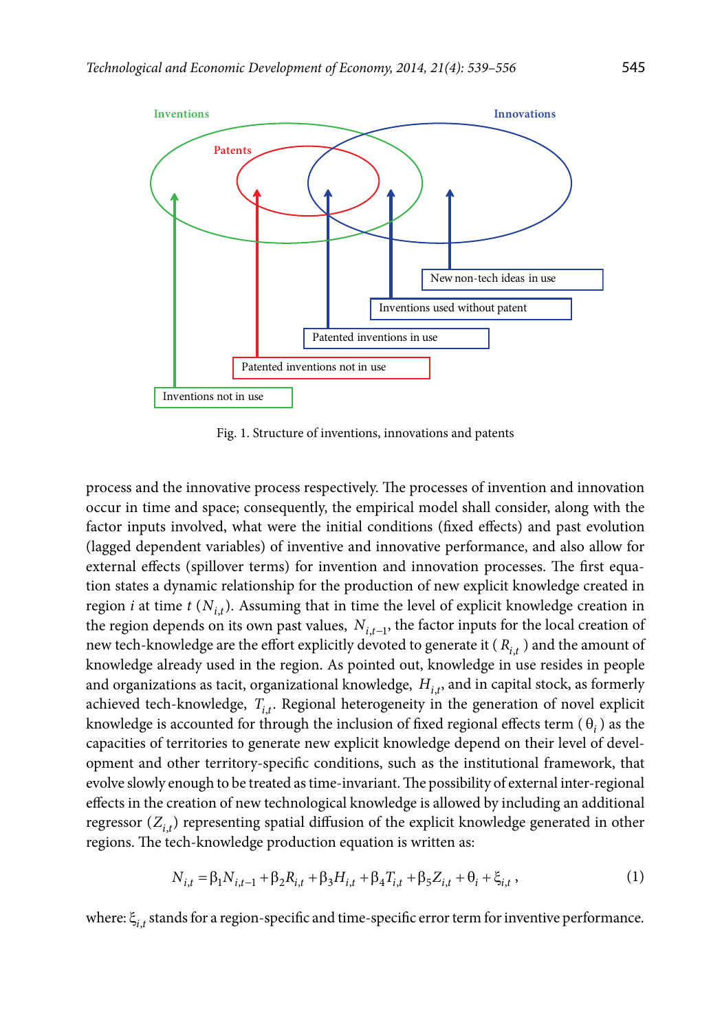Inventions

Patents

Innovations

New non-tech ideas in use

Inventions used without patent

Patented inventions in use

Patented inventions not in use

Inventions not in use

Fig. 1. Structure of inventions, innovations and patents

process and the innovative process respectively. The processes of invention and innovation occur in time and space; consequently, the empirical model shall consider, along with the factor inputs involved, what were the initial conditions (fixed effects) and past evolution (lagged dependent variables) of inventive and innovative performance, and also allow for external effects (spillover terms) for invention and innovation processes. The first equation states a dynamic relationship for the production of new explicit knowledge created in region $i$ at time $t$ ($N_{i,t}$). Assuming that in time the level of explicit knowledge creation in the region depends on its own past values, $N_{i,t-1}$, the factor inputs for the local creation of new tech-knowledge are the effort explicitly devoted to generate it ($R_{i,t}$) and the amount of knowledge already used in the region. As pointed out, knowledge in use resides in people and organizations as tacit, organizational knowledge, $H_{i,t}$, and in capital stock, as formerly achieved tech-knowledge, $T_{i,t}$. Regional heterogeneity in the generation of novel explicit knowledge is accounted for through the inclusion of fixed regional effects term ($\theta_i$) as the capacities of territories to generate new explicit knowledge depend on their level of development and other territory-specific conditions, such as the institutional framework, that evolve slowly enough to be treated as time-invariant. The possibility of external inter-regional effects in the creation of new technological knowledge is allowed by including an additional regressor ($Z_{i,t}$) representing spatial diffusion of the explicit knowledge generated in other regions. The tech-knowledge production equation is written as:

$$N_{i,t} = \beta_1 N_{i,t-1} + \beta_2 R_{i,t} + \beta_3 H_{i,t} + \beta_4 T_{i,t} + \beta_5 Z_{i,t} + \theta_i + \xi_{i,t}, \quad (1)$$

where: $\xi_{i,t}$ stands for a region-specific and time-specific error term for inventive performance.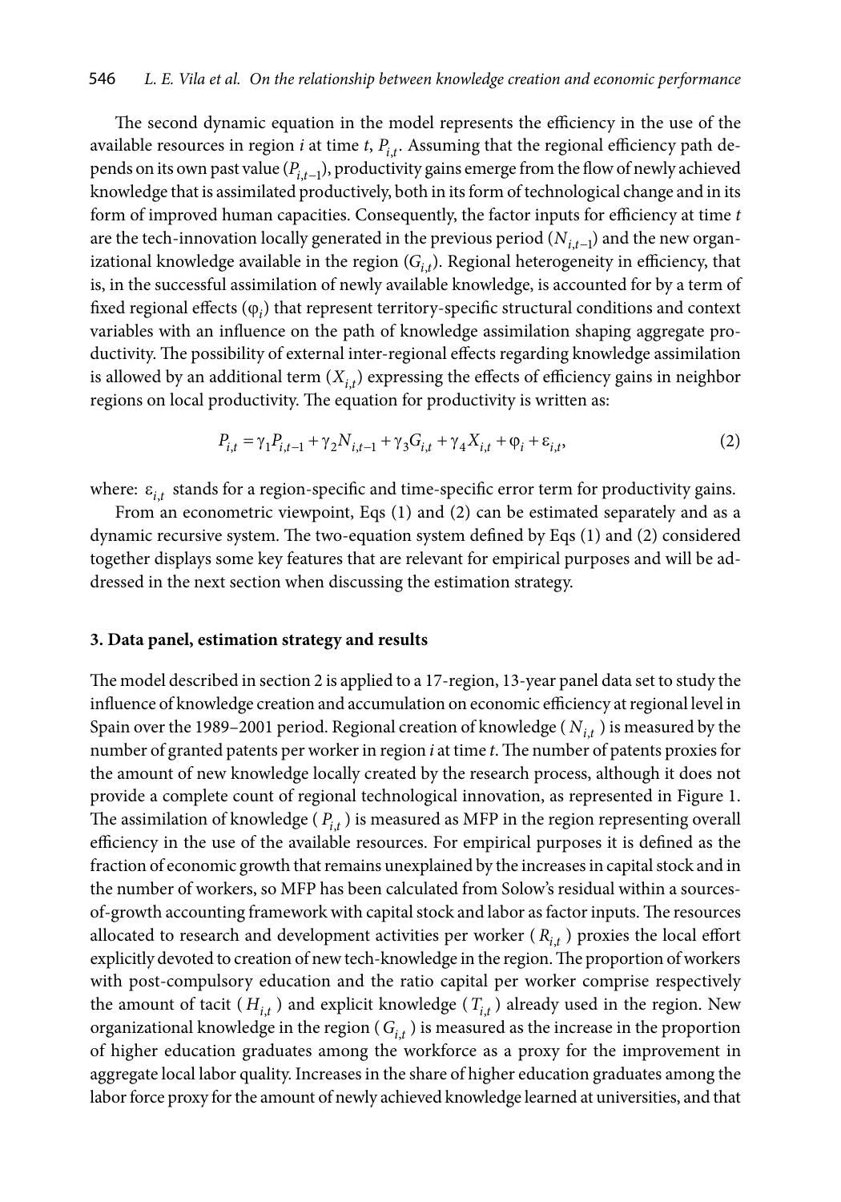The second dynamic equation in the model represents the efficiency in the use of the available resources in region $i$ at time $t$, $P_{i,t}$. Assuming that the regional efficiency path depends on its own past value ($P_{i,t-1}$), productivity gains emerge from the flow of newly achieved knowledge that is assimilated productively, both in its form of technological change and in its form of improved human capacities. Consequently, the factor inputs for efficiency at time $t$ are the tech-innovation locally generated in the previous period ($N_{i,t-1}$) and the new organizational knowledge available in the region ($G_{i,t}$). Regional heterogeneity in efficiency, that is, in the successful assimilation of newly available knowledge, is accounted for by a term of fixed regional effects ($\varphi_i$) that represent territory-specific structural conditions and context variables with an influence on the path of knowledge assimilation shaping aggregate productivity. The possibility of external inter-regional effects regarding knowledge assimilation is allowed by an additional term ($X_{i,t}$) expressing the effects of efficiency gains in neighbor regions on local productivity. The equation for productivity is written as:

$$P_{i,t} = \gamma_1 P_{i,t-1} + \gamma_2 N_{i,t-1} + \gamma_3 G_{i,t} + \gamma_4 X_{i,t} + \varphi_i + \varepsilon_{i,t}, \tag{2}$$

where: $\varepsilon_{i,t}$ stands for a region-specific and time-specific error term for productivity gains.

From an econometric viewpoint, Eqs (1) and (2) can be estimated separately and as a dynamic recursive system. The two-equation system defined by Eqs (1) and (2) considered together displays some key features that are relevant for empirical purposes and will be addressed in the next section when discussing the estimation strategy.

## 3. Data panel, estimation strategy and results

The model described in section 2 is applied to a 17-region, 13-year panel data set to study the influence of knowledge creation and accumulation on economic efficiency at regional level in Spain over the 1989–2001 period. Regional creation of knowledge ($N_{i,t}$) is measured by the number of granted patents per worker in region $i$ at time $t$. The number of patents proxies for the amount of new knowledge locally created by the research process, although it does not provide a complete count of regional technological innovation, as represented in Figure 1. The assimilation of knowledge ($P_{i,t}$) is measured as MFP in the region representing overall efficiency in the use of the available resources. For empirical purposes it is defined as the fraction of economic growth that remains unexplained by the increases in capital stock and in the number of workers, so MFP has been calculated from Solow's residual within a sources-of-growth accounting framework with capital stock and labor as factor inputs. The resources allocated to research and development activities per worker ($R_{i,t}$) proxies the local effort explicitly devoted to creation of new tech-knowledge in the region. The proportion of workers with post-compulsory education and the ratio capital per worker comprise respectively the amount of tacit ($H_{i,t}$) and explicit knowledge ($T_{i,t}$) already used in the region. New organizational knowledge in the region ($G_{i,t}$) is measured as the increase in the proportion of higher education graduates among the workforce as a proxy for the improvement in aggregate local labor quality. Increases in the share of higher education graduates among the labor force proxy for the amount of newly achieved knowledge learned at universities, and that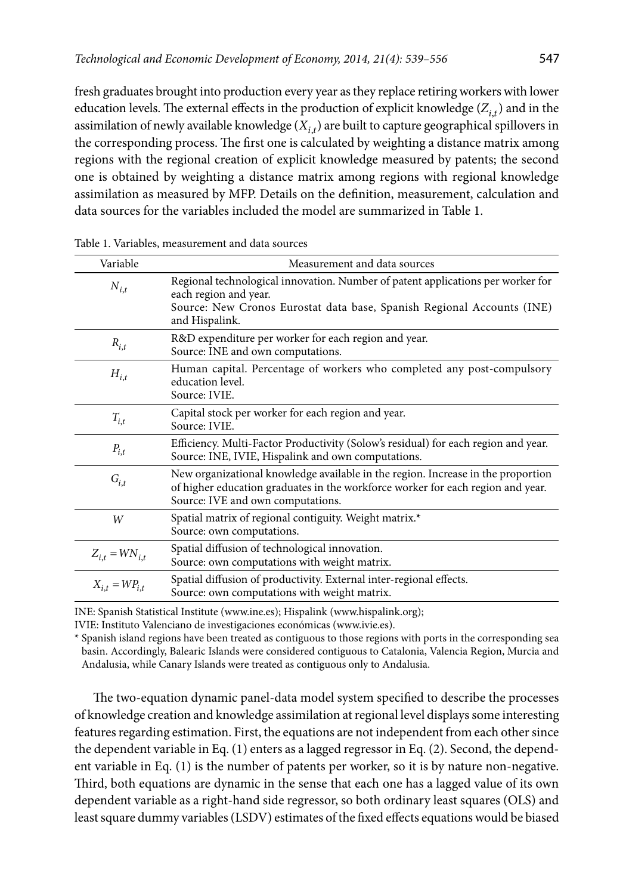fresh graduates brought into production every year as they replace retiring workers with lower education levels. The external effects in the production of explicit knowledge ($Z_{i,t}$) and in the assimilation of newly available knowledge ($X_{i,t}$) are built to capture geographical spillovers in the corresponding process. The first one is calculated by weighting a distance matrix among regions with the regional creation of explicit knowledge measured by patents; the second one is obtained by weighting a distance matrix among regions with regional knowledge assimilation as measured by MFP. Details on the definition, measurement, calculation and data sources for the variables included the model are summarized in Table 1.

Table 1. Variables, measurement and data sources

| Variable | Measurement and data sources |
|---|---|
| $N_{i,t}$ | Regional technological innovation. Number of patent applications per worker for each region and year. Source: New Cronos Eurostat data base, Spanish Regional Accounts (INE) and Hispalink. |
| $R_{i,t}$ | R&D expenditure per worker for each region and year. Source: INE and own computations. |
| $H_{i,t}$ | Human capital. Percentage of workers who completed any post-compulsory education level. Source: IVIE. |
| $T_{i,t}$ | Capital stock per worker for each region and year. Source: IVIE. |
| $P_{i,t}$ | Efficiency. Multi-Factor Productivity (Solow's residual) for each region and year. Source: INE, IVIE, Hispalink and own computations. |
| $G_{i,t}$ | New organizational knowledge available in the region. Increase in the proportion of higher education graduates in the workforce worker for each region and year. Source: IVE and own computations. |
| $W$ | Spatial matrix of regional contiguity. Weight matrix.* Source: own computations. |
| $Z_{i,t} = WN_{i,t}$ | Spatial diffusion of technological innovation. Source: own computations with weight matrix. |
| $X_{i,t} = WP_{i,t}$ | Spatial diffusion of productivity. External inter-regional effects. Source: own computations with weight matrix. |

INE: Spanish Statistical Institute (www.ine.es); Hispalink (www.hispalink.org);
IVIE: Instituto Valenciano de investigaciones económicas (www.ivie.es).

\* Spanish island regions have been treated as contiguous to those regions with ports in the corresponding sea basin. Accordingly, Balearic Islands were considered contiguous to Catalonia, Valencia Region, Murcia and Andalusia, while Canary Islands were treated as contiguous only to Andalusia.

The two-equation dynamic panel-data model system specified to describe the processes of knowledge creation and knowledge assimilation at regional level displays some interesting features regarding estimation. First, the equations are not independent from each other since the dependent variable in Eq. (1) enters as a lagged regressor in Eq. (2). Second, the dependent variable in Eq. (1) is the number of patents per worker, so it is by nature non-negative. Third, both equations are dynamic in the sense that each one has a lagged value of its own dependent variable as a right-hand side regressor, so both ordinary least squares (OLS) and least square dummy variables (LSDV) estimates of the fixed effects equations would be biased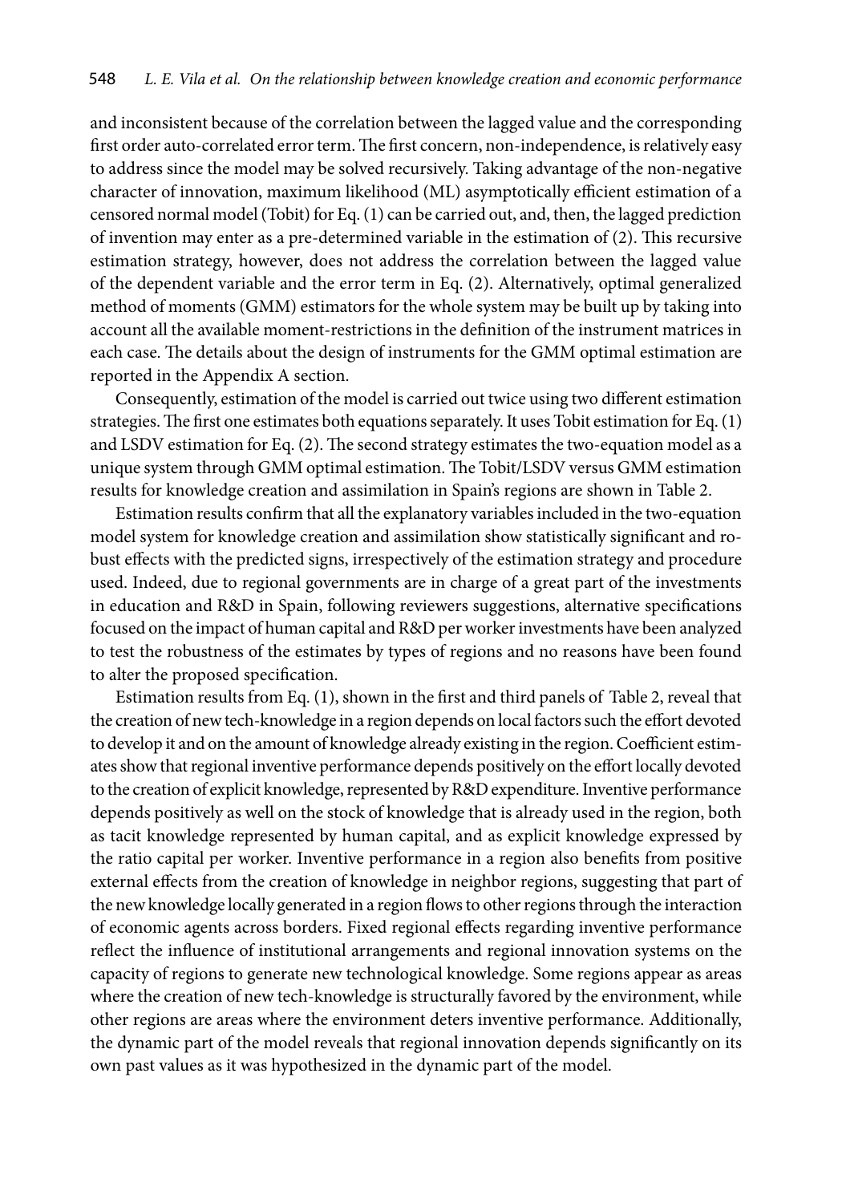and inconsistent because of the correlation between the lagged value and the corresponding first order auto-correlated error term. The first concern, non-independence, is relatively easy to address since the model may be solved recursively. Taking advantage of the non-negative character of innovation, maximum likelihood (ML) asymptotically efficient estimation of a censored normal model (Tobit) for Eq. (1) can be carried out, and, then, the lagged prediction of invention may enter as a pre-determined variable in the estimation of (2). This recursive estimation strategy, however, does not address the correlation between the lagged value of the dependent variable and the error term in Eq. (2). Alternatively, optimal generalized method of moments (GMM) estimators for the whole system may be built up by taking into account all the available moment-restrictions in the definition of the instrument matrices in each case. The details about the design of instruments for the GMM optimal estimation are reported in the Appendix A section.

Consequently, estimation of the model is carried out twice using two different estimation strategies. The first one estimates both equations separately. It uses Tobit estimation for Eq. (1) and LSDV estimation for Eq. (2). The second strategy estimates the two-equation model as a unique system through GMM optimal estimation. The Tobit/LSDV versus GMM estimation results for knowledge creation and assimilation in Spain's regions are shown in Table 2.

Estimation results confirm that all the explanatory variables included in the two-equation model system for knowledge creation and assimilation show statistically significant and robust effects with the predicted signs, irrespectively of the estimation strategy and procedure used. Indeed, due to regional governments are in charge of a great part of the investments in education and R&D in Spain, following reviewers suggestions, alternative specifications focused on the impact of human capital and R&D per worker investments have been analyzed to test the robustness of the estimates by types of regions and no reasons have been found to alter the proposed specification.

Estimation results from Eq. (1), shown in the first and third panels of Table 2, reveal that the creation of new tech-knowledge in a region depends on local factors such the effort devoted to develop it and on the amount of knowledge already existing in the region. Coefficient estimates show that regional inventive performance depends positively on the effort locally devoted to the creation of explicit knowledge, represented by R&D expenditure. Inventive performance depends positively as well on the stock of knowledge that is already used in the region, both as tacit knowledge represented by human capital, and as explicit knowledge expressed by the ratio capital per worker. Inventive performance in a region also benefits from positive external effects from the creation of knowledge in neighbor regions, suggesting that part of the new knowledge locally generated in a region flows to other regions through the interaction of economic agents across borders. Fixed regional effects regarding inventive performance reflect the influence of institutional arrangements and regional innovation systems on the capacity of regions to generate new technological knowledge. Some regions appear as areas where the creation of new tech-knowledge is structurally favored by the environment, while other regions are areas where the environment deters inventive performance. Additionally, the dynamic part of the model reveals that regional innovation depends significantly on its own past values as it was hypothesized in the dynamic part of the model.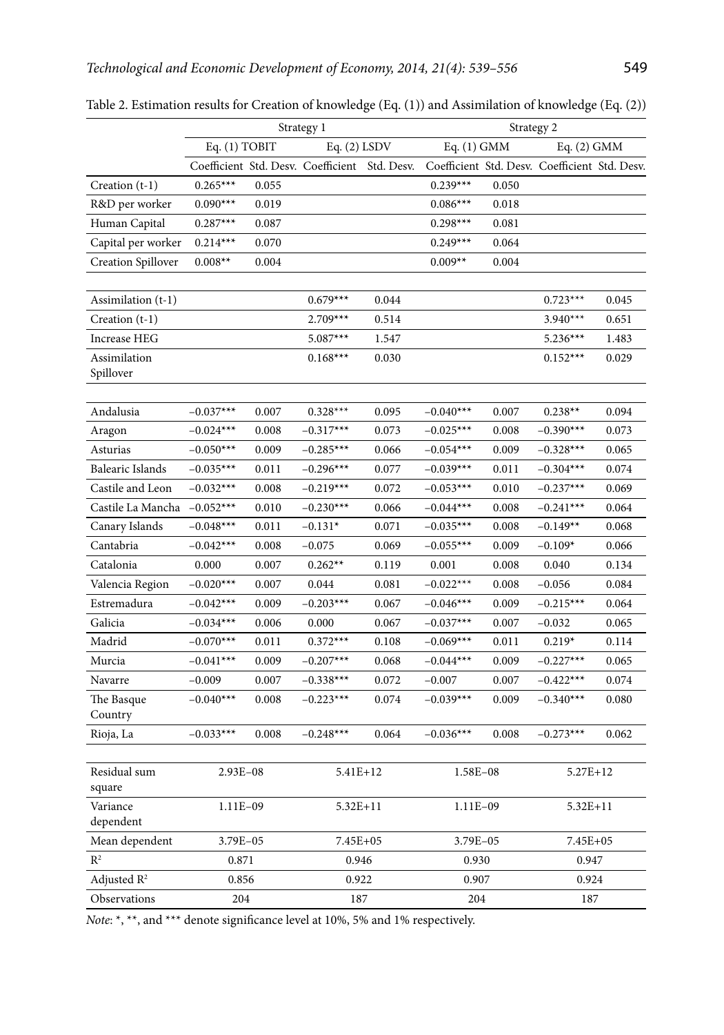Table 2. Estimation results for Creation of knowledge (Eq. (1)) and Assimilation of knowledge (Eq. (2))

| | Strategy 1 | | | | Strategy 2 | | | |
|---|---|---|---|---|---|---|---|---|
| | Eq. (1) TOBIT | | Eq. (2) LSDV | | Eq. (1) GMM | | Eq. (2) GMM | |
| | Coefficient | Std. Desv. | Coefficient | Std. Desv. | Coefficient | Std. Desv. | Coefficient | Std. Desv. |
| Creation (t-1) | 0.265*** | 0.055 | | | 0.239*** | 0.050 | | |
| R&D per worker | 0.090*** | 0.019 | | | 0.086*** | 0.018 | | |
| Human Capital | 0.287*** | 0.087 | | | 0.298*** | 0.081 | | |
| Capital per worker | 0.214*** | 0.070 | | | 0.249*** | 0.064 | | |
| Creation Spillover | 0.008** | 0.004 | | | 0.009** | 0.004 | | |
| | | | | | | | | |
| Assimilation (t-1) | | | 0.679*** | 0.044 | | | 0.723*** | 0.045 |
| Creation (t-1) | | | 2.709*** | 0.514 | | | 3.940*** | 0.651 |
| Increase HEG | | | 5.087*** | 1.547 | | | 5.236*** | 1.483 |
| Assimilation Spillover | | | 0.168*** | 0.030 | | | 0.152*** | 0.029 |
| | | | | | | | | |
| Andalusia | −0.037*** | 0.007 | 0.328*** | 0.095 | −0.040*** | 0.007 | 0.238** | 0.094 |
| Aragon | −0.024*** | 0.008 | −0.317*** | 0.073 | −0.025*** | 0.008 | −0.390*** | 0.073 |
| Asturias | −0.050*** | 0.009 | −0.285*** | 0.066 | −0.054*** | 0.009 | −0.328*** | 0.065 |
| Balearic Islands | −0.035*** | 0.011 | −0.296*** | 0.077 | −0.039*** | 0.011 | −0.304*** | 0.074 |
| Castile and Leon | −0.032*** | 0.008 | −0.219*** | 0.072 | −0.053*** | 0.010 | −0.237*** | 0.069 |
| Castile La Mancha | −0.052*** | 0.010 | −0.230*** | 0.066 | −0.044*** | 0.008 | −0.241*** | 0.064 |
| Canary Islands | −0.048*** | 0.011 | −0.131* | 0.071 | −0.035*** | 0.008 | −0.149** | 0.068 |
| Cantabria | −0.042*** | 0.008 | −0.075 | 0.069 | −0.055*** | 0.009 | −0.109* | 0.066 |
| Catalonia | 0.000 | 0.007 | 0.262** | 0.119 | 0.001 | 0.008 | 0.040 | 0.134 |
| Valencia Region | −0.020*** | 0.007 | 0.044 | 0.081 | −0.022*** | 0.008 | −0.056 | 0.084 |
| Estremadura | −0.042*** | 0.009 | −0.203*** | 0.067 | −0.046*** | 0.009 | −0.215*** | 0.064 |
| Galicia | −0.034*** | 0.006 | 0.000 | 0.067 | −0.037*** | 0.007 | −0.032 | 0.065 |
| Madrid | −0.070*** | 0.011 | 0.372*** | 0.108 | −0.069*** | 0.011 | 0.219* | 0.114 |
| Murcia | −0.041*** | 0.009 | −0.207*** | 0.068 | −0.044*** | 0.009 | −0.227*** | 0.065 |
| Navarre | −0.009 | 0.007 | −0.338*** | 0.072 | −0.007 | 0.007 | −0.422*** | 0.074 |
| The Basque Country | −0.040*** | 0.008 | −0.223*** | 0.074 | −0.039*** | 0.009 | −0.340*** | 0.080 |
| Rioja, La | −0.033*** | 0.008 | −0.248*** | 0.064 | −0.036*** | 0.008 | −0.273*** | 0.062 |
| | | | | | | | | |
| Residual sum square | 2.93E−08 | | 5.41E+12 | | 1.58E−08 | | 5.27E+12 | |
| Variance dependent | 1.11E−09 | | 5.32E+11 | | 1.11E−09 | | 5.32E+11 | |
| Mean dependent | 3.79E−05 | | 7.45E+05 | | 3.79E−05 | | 7.45E+05 | |
| $R^2$ | 0.871 | | 0.946 | | 0.930 | | 0.947 | |
| Adjusted $R^2$ | 0.856 | | 0.922 | | 0.907 | | 0.924 | |
| Observations | 204 | | 187 | | 204 | | 187 | |

*Note*: *, **, and *** denote significance level at 10%, 5% and 1% respectively.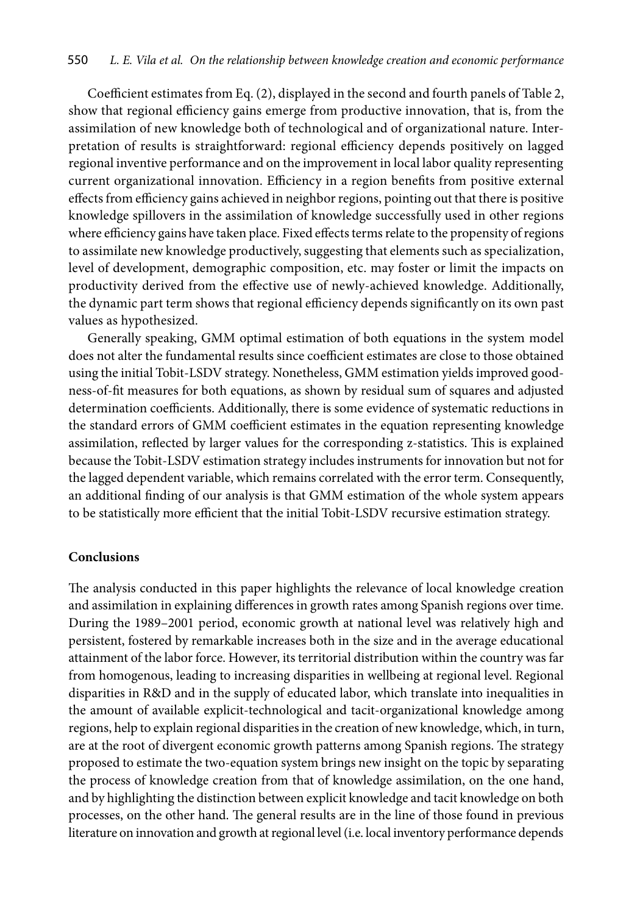Coefficient estimates from Eq. (2), displayed in the second and fourth panels of Table 2, show that regional efficiency gains emerge from productive innovation, that is, from the assimilation of new knowledge both of technological and of organizational nature. Interpretation of results is straightforward: regional efficiency depends positively on lagged regional inventive performance and on the improvement in local labor quality representing current organizational innovation. Efficiency in a region benefits from positive external effects from efficiency gains achieved in neighbor regions, pointing out that there is positive knowledge spillovers in the assimilation of knowledge successfully used in other regions where efficiency gains have taken place. Fixed effects terms relate to the propensity of regions to assimilate new knowledge productively, suggesting that elements such as specialization, level of development, demographic composition, etc. may foster or limit the impacts on productivity derived from the effective use of newly-achieved knowledge. Additionally, the dynamic part term shows that regional efficiency depends significantly on its own past values as hypothesized.

Generally speaking, GMM optimal estimation of both equations in the system model does not alter the fundamental results since coefficient estimates are close to those obtained using the initial Tobit-LSDV strategy. Nonetheless, GMM estimation yields improved goodness-of-fit measures for both equations, as shown by residual sum of squares and adjusted determination coefficients. Additionally, there is some evidence of systematic reductions in the standard errors of GMM coefficient estimates in the equation representing knowledge assimilation, reflected by larger values for the corresponding z-statistics. This is explained because the Tobit-LSDV estimation strategy includes instruments for innovation but not for the lagged dependent variable, which remains correlated with the error term. Consequently, an additional finding of our analysis is that GMM estimation of the whole system appears to be statistically more efficient that the initial Tobit-LSDV recursive estimation strategy.

## Conclusions

The analysis conducted in this paper highlights the relevance of local knowledge creation and assimilation in explaining differences in growth rates among Spanish regions over time. During the 1989–2001 period, economic growth at national level was relatively high and persistent, fostered by remarkable increases both in the size and in the average educational attainment of the labor force. However, its territorial distribution within the country was far from homogenous, leading to increasing disparities in wellbeing at regional level. Regional disparities in R&D and in the supply of educated labor, which translate into inequalities in the amount of available explicit-technological and tacit-organizational knowledge among regions, help to explain regional disparities in the creation of new knowledge, which, in turn, are at the root of divergent economic growth patterns among Spanish regions. The strategy proposed to estimate the two-equation system brings new insight on the topic by separating the process of knowledge creation from that of knowledge assimilation, on the one hand, and by highlighting the distinction between explicit knowledge and tacit knowledge on both processes, on the other hand. The general results are in the line of those found in previous literature on innovation and growth at regional level (i.e. local inventory performance depends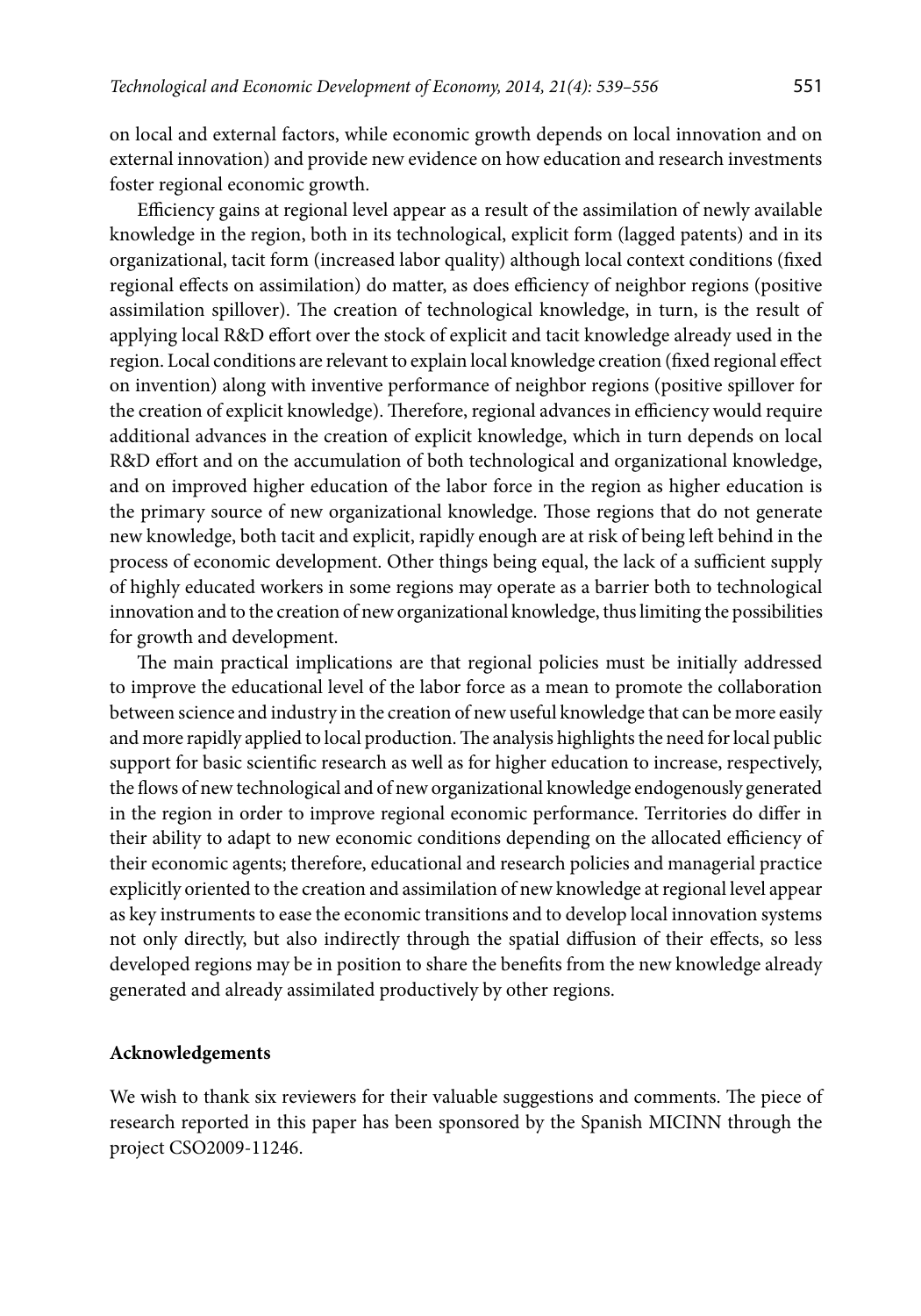on local and external factors, while economic growth depends on local innovation and on external innovation) and provide new evidence on how education and research investments foster regional economic growth.

Efficiency gains at regional level appear as a result of the assimilation of newly available knowledge in the region, both in its technological, explicit form (lagged patents) and in its organizational, tacit form (increased labor quality) although local context conditions (fixed regional effects on assimilation) do matter, as does efficiency of neighbor regions (positive assimilation spillover). The creation of technological knowledge, in turn, is the result of applying local R&D effort over the stock of explicit and tacit knowledge already used in the region. Local conditions are relevant to explain local knowledge creation (fixed regional effect on invention) along with inventive performance of neighbor regions (positive spillover for the creation of explicit knowledge). Therefore, regional advances in efficiency would require additional advances in the creation of explicit knowledge, which in turn depends on local R&D effort and on the accumulation of both technological and organizational knowledge, and on improved higher education of the labor force in the region as higher education is the primary source of new organizational knowledge. Those regions that do not generate new knowledge, both tacit and explicit, rapidly enough are at risk of being left behind in the process of economic development. Other things being equal, the lack of a sufficient supply of highly educated workers in some regions may operate as a barrier both to technological innovation and to the creation of new organizational knowledge, thus limiting the possibilities for growth and development.

The main practical implications are that regional policies must be initially addressed to improve the educational level of the labor force as a mean to promote the collaboration between science and industry in the creation of new useful knowledge that can be more easily and more rapidly applied to local production. The analysis highlights the need for local public support for basic scientific research as well as for higher education to increase, respectively, the flows of new technological and of new organizational knowledge endogenously generated in the region in order to improve regional economic performance. Territories do differ in their ability to adapt to new economic conditions depending on the allocated efficiency of their economic agents; therefore, educational and research policies and managerial practice explicitly oriented to the creation and assimilation of new knowledge at regional level appear as key instruments to ease the economic transitions and to develop local innovation systems not only directly, but also indirectly through the spatial diffusion of their effects, so less developed regions may be in position to share the benefits from the new knowledge already generated and already assimilated productively by other regions.

## Acknowledgements

We wish to thank six reviewers for their valuable suggestions and comments. The piece of research reported in this paper has been sponsored by the Spanish MICINN through the project CSO2009-11246.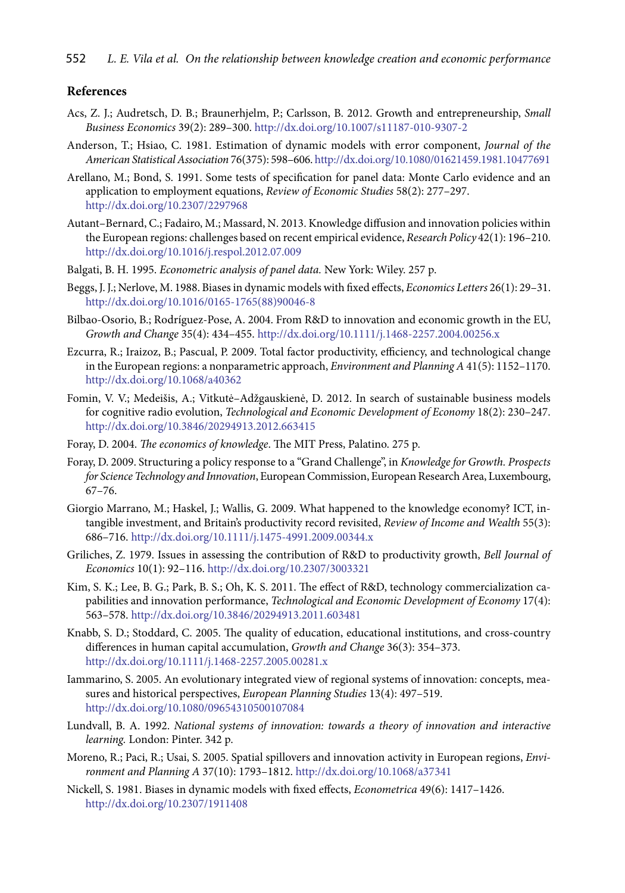## References

Acs, Z. J.; Audretsch, D. B.; Braunerhjelm, P.; Carlsson, B. 2012. Growth and entrepreneurship, *Small Business Economics* 39(2): 289–300. http://dx.doi.org/10.1007/s11187-010-9307-2

Anderson, T.; Hsiao, C. 1981. Estimation of dynamic models with error component, *Journal of the American Statistical Association* 76(375): 598–606. http://dx.doi.org/10.1080/01621459.1981.10477691

Arellano, M.; Bond, S. 1991. Some tests of specification for panel data: Monte Carlo evidence and an application to employment equations, *Review of Economic Studies* 58(2): 277–297. http://dx.doi.org/10.2307/2297968

Autant–Bernard, C.; Fadairo, M.; Massard, N. 2013. Knowledge diffusion and innovation policies within the European regions: challenges based on recent empirical evidence, *Research Policy* 42(1): 196–210. http://dx.doi.org/10.1016/j.respol.2012.07.009

Balgati, B. H. 1995. *Econometric analysis of panel data.* New York: Wiley. 257 p.

Beggs, J. J.; Nerlove, M. 1988. Biases in dynamic models with fixed effects, *Economics Letters* 26(1): 29–31. http://dx.doi.org/10.1016/0165-1765(88)90046-8

Bilbao-Osorio, B.; Rodríguez-Pose, A. 2004. From R&D to innovation and economic growth in the EU, *Growth and Change* 35(4): 434–455. http://dx.doi.org/10.1111/j.1468-2257.2004.00256.x

Ezcurra, R.; Iraizoz, B.; Pascual, P. 2009. Total factor productivity, efficiency, and technological change in the European regions: a nonparametric approach, *Environment and Planning A* 41(5): 1152–1170. http://dx.doi.org/10.1068/a40362

Fomin, V. V.; Medeišis, A.; Vitkutė–Adžgauskienė, D. 2012. In search of sustainable business models for cognitive radio evolution, *Technological and Economic Development of Economy* 18(2): 230–247. http://dx.doi.org/10.3846/20294913.2012.663415

Foray, D. 2004. *The economics of knowledge*. The MIT Press, Palatino. 275 p.

Foray, D. 2009. Structuring a policy response to a "Grand Challenge", in *Knowledge for Growth. Prospects for Science Technology and Innovation*, European Commission, European Research Area, Luxembourg, 67–76.

Giorgio Marrano, M.; Haskel, J.; Wallis, G. 2009. What happened to the knowledge economy? ICT, intangible investment, and Britain's productivity record revisited, *Review of Income and Wealth* 55(3): 686–716. http://dx.doi.org/10.1111/j.1475-4991.2009.00344.x

Griliches, Z. 1979. Issues in assessing the contribution of R&D to productivity growth, *Bell Journal of Economics* 10(1): 92–116. http://dx.doi.org/10.2307/3003321

Kim, S. K.; Lee, B. G.; Park, B. S.; Oh, K. S. 2011. The effect of R&D, technology commercialization capabilities and innovation performance, *Technological and Economic Development of Economy* 17(4): 563–578. http://dx.doi.org/10.3846/20294913.2011.603481

Knabb, S. D.; Stoddard, C. 2005. The quality of education, educational institutions, and cross-country differences in human capital accumulation, *Growth and Change* 36(3): 354–373. http://dx.doi.org/10.1111/j.1468-2257.2005.00281.x

Iammarino, S. 2005. An evolutionary integrated view of regional systems of innovation: concepts, measures and historical perspectives, *European Planning Studies* 13(4): 497–519. http://dx.doi.org/10.1080/09654310500107084

Lundvall, B. A. 1992. *National systems of innovation: towards a theory of innovation and interactive learning.* London: Pinter. 342 p.

Moreno, R.; Paci, R.; Usai, S. 2005. Spatial spillovers and innovation activity in European regions, *Environment and Planning A* 37(10): 1793–1812. http://dx.doi.org/10.1068/a37341

Nickell, S. 1981. Biases in dynamic models with fixed effects, *Econometrica* 49(6): 1417–1426. http://dx.doi.org/10.2307/1911408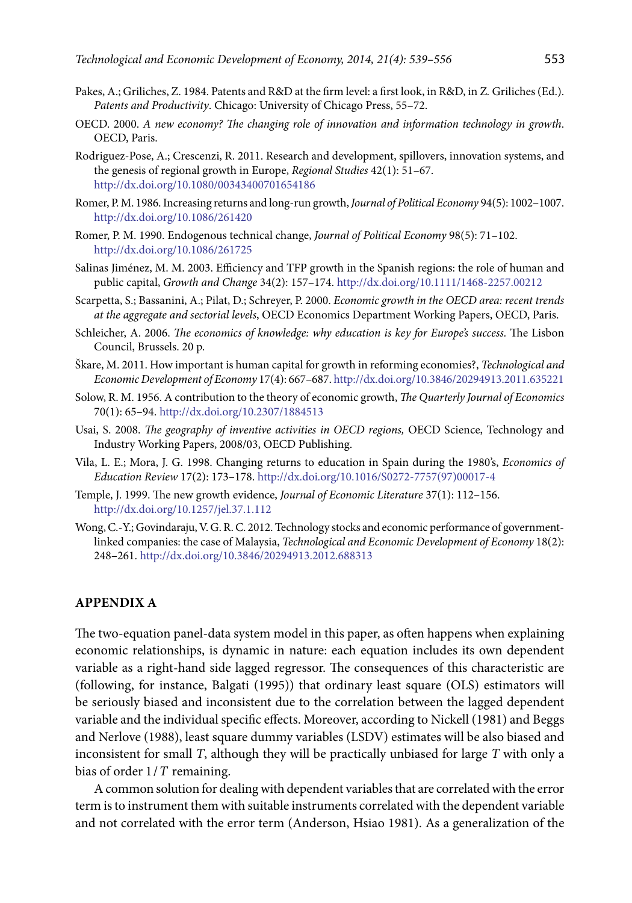Pakes, A.; Griliches, Z. 1984. Patents and R&D at the firm level: a first look, in R&D, in Z. Griliches (Ed.). *Patents and Productivity*. Chicago: University of Chicago Press, 55–72.

OECD. 2000. *A new economy? The changing role of innovation and information technology in growth*. OECD, Paris.

Rodriguez-Pose, A.; Crescenzi, R. 2011. Research and development, spillovers, innovation systems, and the genesis of regional growth in Europe, *Regional Studies* 42(1): 51–67. http://dx.doi.org/10.1080/00343400701654186

Romer, P. M. 1986. Increasing returns and long-run growth, *Journal of Political Economy* 94(5): 1002–1007. http://dx.doi.org/10.1086/261420

Romer, P. M. 1990. Endogenous technical change, *Journal of Political Economy* 98(5): 71–102. http://dx.doi.org/10.1086/261725

Salinas Jiménez, M. M. 2003. Efficiency and TFP growth in the Spanish regions: the role of human and public capital, *Growth and Change* 34(2): 157–174. http://dx.doi.org/10.1111/1468-2257.00212

Scarpetta, S.; Bassanini, A.; Pilat, D.; Schreyer, P. 2000. *Economic growth in the OECD area: recent trends at the aggregate and sectorial levels*, OECD Economics Department Working Papers, OECD, Paris.

Schleicher, A. 2006. *The economics of knowledge: why education is key for Europe's success.* The Lisbon Council, Brussels. 20 p.

Škare, M. 2011. How important is human capital for growth in reforming economies?, *Technological and Economic Development of Economy* 17(4): 667–687. http://dx.doi.org/10.3846/20294913.2011.635221

Solow, R. M. 1956. A contribution to the theory of economic growth, *The Quarterly Journal of Economics* 70(1): 65–94. http://dx.doi.org/10.2307/1884513

Usai, S. 2008. *The geography of inventive activities in OECD regions,* OECD Science, Technology and Industry Working Papers, 2008/03, OECD Publishing.

Vila, L. E.; Mora, J. G. 1998. Changing returns to education in Spain during the 1980's, *Economics of Education Review* 17(2): 173–178. http://dx.doi.org/10.1016/S0272-7757(97)00017-4

Temple, J. 1999. The new growth evidence, *Journal of Economic Literature* 37(1): 112–156. http://dx.doi.org/10.1257/jel.37.1.112

Wong, C.-Y.; Govindaraju, V. G. R. C. 2012. Technology stocks and economic performance of government-linked companies: the case of Malaysia, *Technological and Economic Development of Economy* 18(2): 248–261. http://dx.doi.org/10.3846/20294913.2012.688313

## APPENDIX A

The two-equation panel-data system model in this paper, as often happens when explaining economic relationships, is dynamic in nature: each equation includes its own dependent variable as a right-hand side lagged regressor. The consequences of this characteristic are (following, for instance, Balgati (1995)) that ordinary least square (OLS) estimators will be seriously biased and inconsistent due to the correlation between the lagged dependent variable and the individual specific effects. Moreover, according to Nickell (1981) and Beggs and Nerlove (1988), least square dummy variables (LSDV) estimates will be also biased and inconsistent for small $T$, although they will be practically unbiased for large $T$ with only a bias of order $1/T$ remaining.

A common solution for dealing with dependent variables that are correlated with the error term is to instrument them with suitable instruments correlated with the dependent variable and not correlated with the error term (Anderson, Hsiao 1981). As a generalization of the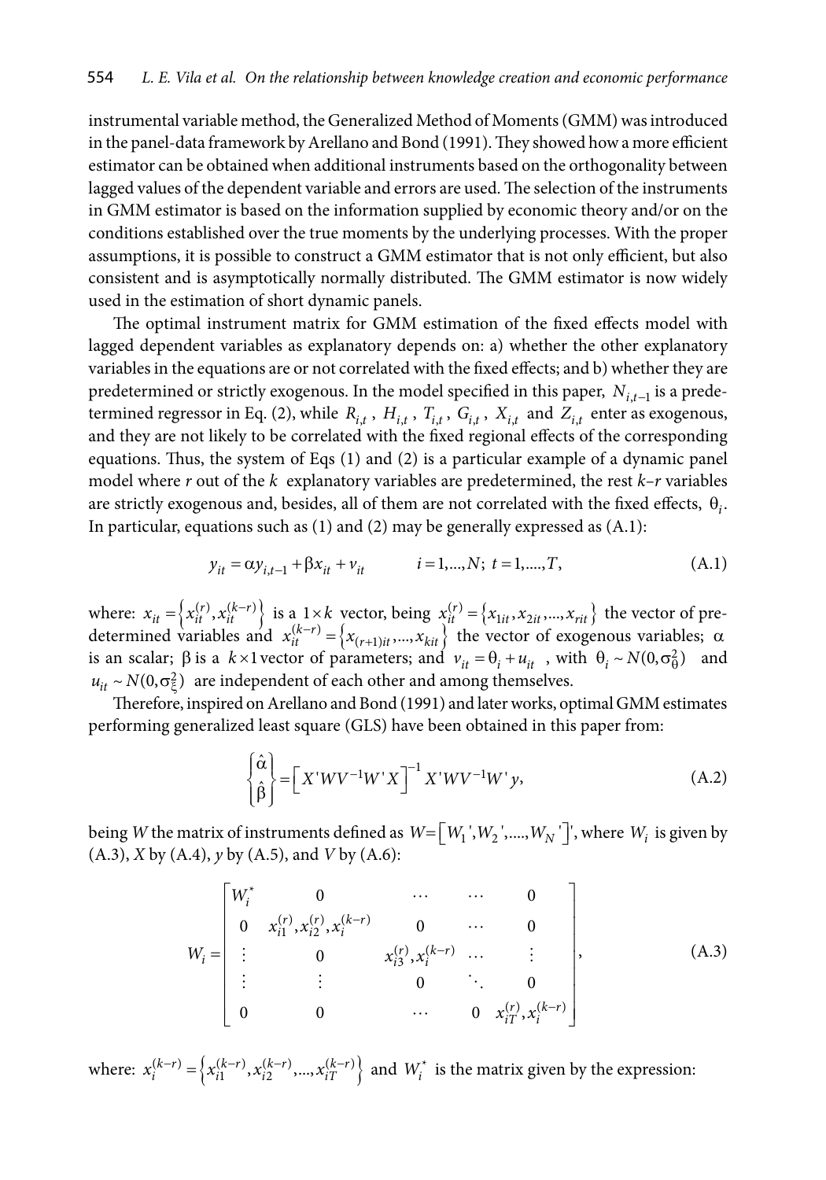instrumental variable method, the Generalized Method of Moments (GMM) was introduced in the panel-data framework by Arellano and Bond (1991). They showed how a more efficient estimator can be obtained when additional instruments based on the orthogonality between lagged values of the dependent variable and errors are used. The selection of the instruments in GMM estimator is based on the information supplied by economic theory and/or on the conditions established over the true moments by the underlying processes. With the proper assumptions, it is possible to construct a GMM estimator that is not only efficient, but also consistent and is asymptotically normally distributed. The GMM estimator is now widely used in the estimation of short dynamic panels.

The optimal instrument matrix for GMM estimation of the fixed effects model with lagged dependent variables as explanatory depends on: a) whether the other explanatory variables in the equations are or not correlated with the fixed effects; and b) whether they are predetermined or strictly exogenous. In the model specified in this paper, $N_{i,t-1}$ is a predetermined regressor in Eq. (2), while $R_{i,t}$ , $H_{i,t}$ , $T_{i,t}$ , $G_{i,t}$ , $X_{i,t}$ and $Z_{i,t}$ enter as exogenous, and they are not likely to be correlated with the fixed regional effects of the corresponding equations. Thus, the system of Eqs (1) and (2) is a particular example of a dynamic panel model where *r* out of the $k$ explanatory variables are predetermined, the rest *k*–*r* variables are strictly exogenous and, besides, all of them are not correlated with the fixed effects, $\theta_i$. In particular, equations such as (1) and (2) may be generally expressed as (A.1):

$$y_{it} = \alpha y_{i,t-1} + \beta x_{it} + v_{it} \qquad i = 1,...,N;\ t = 1,....,T, \tag{A.1}$$

where: $x_{it} = \left\{x_{it}^{(r)}, x_{it}^{(k-r)}\right\}$ is a $1 \times k$ vector, being $x_{it}^{(r)} = \left\{x_{1it}, x_{2it}, ..., x_{rit}\right\}$ the vector of predetermined variables and $x_{it}^{(k-r)} = \left\{x_{(r+1)it}, ..., x_{kit}\right\}$ the vector of exogenous variables; $\alpha$ is an scalar; $\beta$ is a $k \times 1$ vector of parameters; and $v_{it} = \theta_i + u_{it}$ , with $\theta_i \sim N(0, \sigma_\theta^2)$ and $u_{it} \sim N(0, \sigma_\xi^2)$ are independent of each other and among themselves.

Therefore, inspired on Arellano and Bond (1991) and later works, optimal GMM estimates performing generalized least square (GLS) have been obtained in this paper from:

$$\begin{Bmatrix} \hat{\alpha} \\ \hat{\beta} \end{Bmatrix} = \left[X'WV^{-1}W'X\right]^{-1} X'WV^{-1}W'y, \tag{A.2}$$

being *W* the matrix of instruments defined as $W = \left[W_1', W_2', ...., W_N'\right]'$, where $W_i$ is given by (A.3), *X* by (A.4), *y* by (A.5), and *V* by (A.6):

$$W_i = \begin{bmatrix} W_i^* & 0 & \cdots & \cdots & 0 \\ 0 & x_{i1}^{(r)}, x_{i2}^{(r)}, x_i^{(k-r)} & 0 & \cdots & 0 \\ \vdots & 0 & x_{i3}^{(r)}, x_i^{(k-r)} & \cdots & \vdots \\ \vdots & \vdots & 0 & \ddots & 0 \\ 0 & 0 & \cdots & 0 & x_{iT}^{(r)}, x_i^{(k-r)} \end{bmatrix}, \tag{A.3}$$

where: $x_i^{(k-r)} = \left\{x_{i1}^{(k-r)}, x_{i2}^{(k-r)}, ..., x_{iT}^{(k-r)}\right\}$ and $W_i^*$ is the matrix given by the expression: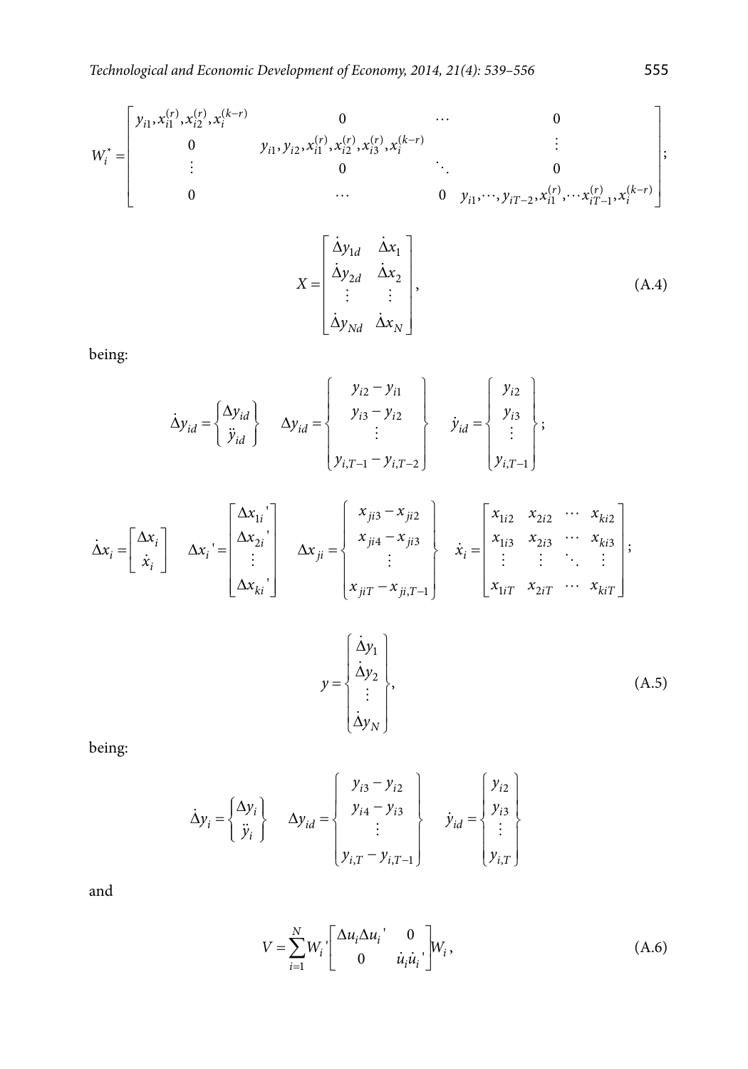$$W_i^* = \begin{bmatrix} y_{i1}, x_{i1}^{(r)}, x_{i2}^{(r)}, x_i^{(k-r)} & 0 & \cdots & 0 \\ 0 & y_{i1}, y_{i2}, x_{i1}^{(r)}, x_{i2}^{(r)}, x_{i3}^{(r)}, x_i^{(k-r)} & & \vdots \\ \vdots & 0 & \ddots & 0 \\ 0 & \cdots & 0 & y_{i1}, \cdots, y_{iT-2}, x_{i1}^{(r)}, \cdots x_{iT-1}^{(r)}, x_i^{(k-r)} \end{bmatrix};$$

$$X = \begin{bmatrix} \dot{\Delta} y_{1d} & \dot{\Delta} x_1 \\ \dot{\Delta} y_{2d} & \dot{\Delta} x_2 \\ \vdots & \vdots \\ \dot{\Delta} y_{Nd} & \dot{\Delta} x_N \end{bmatrix}, \tag{A.4}$$

being:

$$\dot{\Delta} y_{id} = \begin{Bmatrix} \Delta y_{id} \\ \ddot{y}_{id} \end{Bmatrix} \quad \Delta y_{id} = \begin{Bmatrix} y_{i2} - y_{i1} \\ y_{i3} - y_{i2} \\ \vdots \\ y_{i,T-1} - y_{i,T-2} \end{Bmatrix} \quad \dot{y}_{id} = \begin{Bmatrix} y_{i2} \\ y_{i3} \\ \vdots \\ y_{i,T-1} \end{Bmatrix};$$

$$\dot{\Delta} x_i = \begin{bmatrix} \Delta x_i \\ \dot{x}_i \end{bmatrix} \quad \Delta x_i{}' = \begin{bmatrix} \Delta x_{1i}{}' \\ \Delta x_{2i}{}' \\ \vdots \\ \Delta x_{ki}{}' \end{bmatrix} \quad \Delta x_{ji} = \begin{Bmatrix} x_{ji3} - x_{ji2} \\ x_{ji4} - x_{ji3} \\ \vdots \\ x_{jiT} - x_{ji,T-1} \end{Bmatrix} \quad \dot{x}_i = \begin{bmatrix} x_{1i2} & x_{2i2} & \cdots & x_{ki2} \\ x_{1i3} & x_{2i3} & \cdots & x_{ki3} \\ \vdots & \vdots & \ddots & \vdots \\ x_{1iT} & x_{2iT} & \cdots & x_{kiT} \end{bmatrix};$$

$$y = \begin{Bmatrix} \dot{\Delta} y_1 \\ \dot{\Delta} y_2 \\ \vdots \\ \dot{\Delta} y_N \end{Bmatrix}, \tag{A.5}$$

being:

$$\dot{\Delta} y_i = \begin{Bmatrix} \Delta y_i \\ \ddot{y}_i \end{Bmatrix} \quad \Delta y_{id} = \begin{Bmatrix} y_{i3} - y_{i2} \\ y_{i4} - y_{i3} \\ \vdots \\ y_{i,T} - y_{i,T-1} \end{Bmatrix} \quad \dot{y}_{id} = \begin{Bmatrix} y_{i2} \\ y_{i3} \\ \vdots \\ y_{i,T} \end{Bmatrix}$$

and

$$V = \sum_{i=1}^{N} W_i{}' \begin{bmatrix} \Delta u_i \Delta u_i{}' & 0 \\ 0 & \dot{u}_i \dot{u}_i{}' \end{bmatrix} W_i, \tag{A.6}$$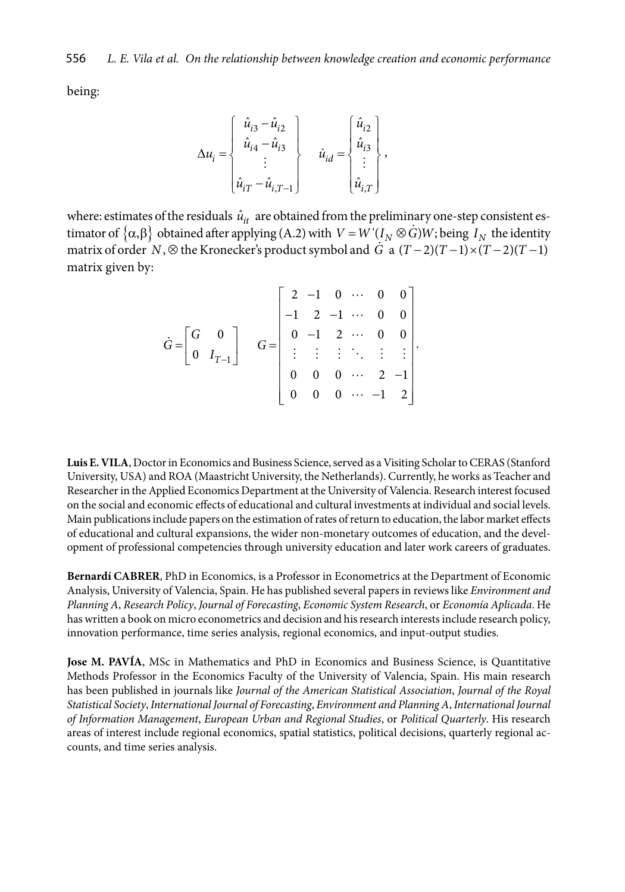being:

$$\Delta u_i = \left\{ \begin{array}{c} \hat{u}_{i3} - \hat{u}_{i2} \\ \hat{u}_{i4} - \hat{u}_{i3} \\ \vdots \\ \hat{u}_{iT} - \hat{u}_{i,T-1} \end{array} \right\} \qquad \dot{u}_{id} = \left\{ \begin{array}{c} \hat{u}_{i2} \\ \hat{u}_{i3} \\ \vdots \\ \hat{u}_{i,T} \end{array} \right\},$$

where: estimates of the residuals $\hat{u}_{it}$ are obtained from the preliminary one-step consistent estimator of $\{\alpha,\beta\}$ obtained after applying (A.2) with $V = W'(I_N \otimes \dot{G})W$; being $I_N$ the identity matrix of order $N$, $\otimes$ the Kronecker's product symbol and $\dot{G}$ a $(T-2)(T-1)\times(T-2)(T-1)$ matrix given by:

$$\dot{G} = \begin{bmatrix} G & 0 \\ 0 & I_{T-1} \end{bmatrix} \qquad G = \begin{bmatrix} 2 & -1 & 0 & \cdots & 0 & 0 \\ -1 & 2 & -1 & \cdots & 0 & 0 \\ 0 & -1 & 2 & \cdots & 0 & 0 \\ \vdots & \vdots & \vdots & \ddots & \vdots & \vdots \\ 0 & 0 & 0 & \cdots & 2 & -1 \\ 0 & 0 & 0 & \cdots & -1 & 2 \end{bmatrix}.$$

**Luis E. VILA**, Doctor in Economics and Business Science, served as a Visiting Scholar to CERAS (Stanford University, USA) and ROA (Maastricht University, the Netherlands). Currently, he works as Teacher and Researcher in the Applied Economics Department at the University of Valencia. Research interest focused on the social and economic effects of educational and cultural investments at individual and social levels. Main publications include papers on the estimation of rates of return to education, the labor market effects of educational and cultural expansions, the wider non-monetary outcomes of education, and the development of professional competencies through university education and later work careers of graduates.

**Bernardí CABRER**, PhD in Economics, is a Professor in Econometrics at the Department of Economic Analysis, University of Valencia, Spain. He has published several papers in reviews like *Environment and Planning A*, *Research Policy*, *Journal of Forecasting*, *Economic System Research*, or *Economía Aplicada*. He has written a book on micro econometrics and decision and his research interests include research policy, innovation performance, time series analysis, regional economics, and input-output studies.

**Jose M. PAVÍA**, MSc in Mathematics and PhD in Economics and Business Science, is Quantitative Methods Professor in the Economics Faculty of the University of Valencia, Spain. His main research has been published in journals like *Journal of the American Statistical Association*, *Journal of the Royal Statistical Society*, *International Journal of Forecasting*, *Environment and Planning A*, *International Journal of Information Management*, *European Urban and Regional Studies*, or *Political Quarterly*. His research areas of interest include regional economics, spatial statistics, political decisions, quarterly regional accounts, and time series analysis.